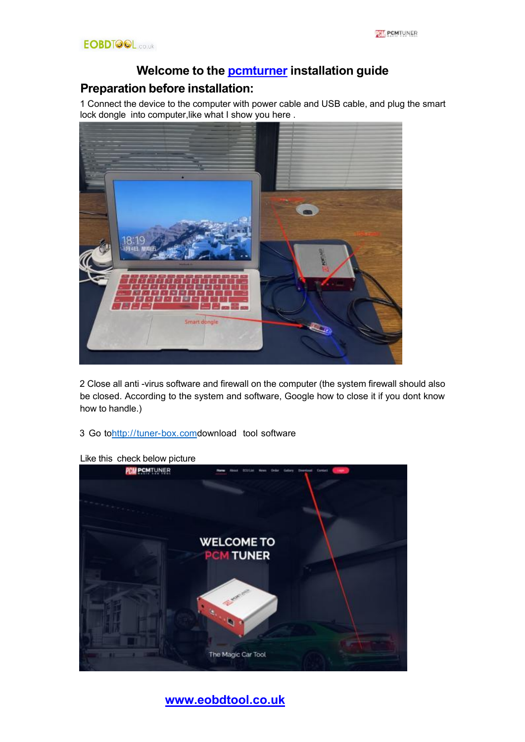# Welcome to the pcmturner installation guide

## Preparation before installation:

1 Connect the device to the computer with power cable and USB cable, and plug the smart lock dongle into computer,like what I show you here .

2 Close all anti -virus software and firewall on the computer (the system firewall should also be closed. According to the system and software, Google how to close it if you dont know how to handle.)

3 Go tohttp://tuner-box.comdownload tool software

Like this check below picture

www.eobdtool.co.uk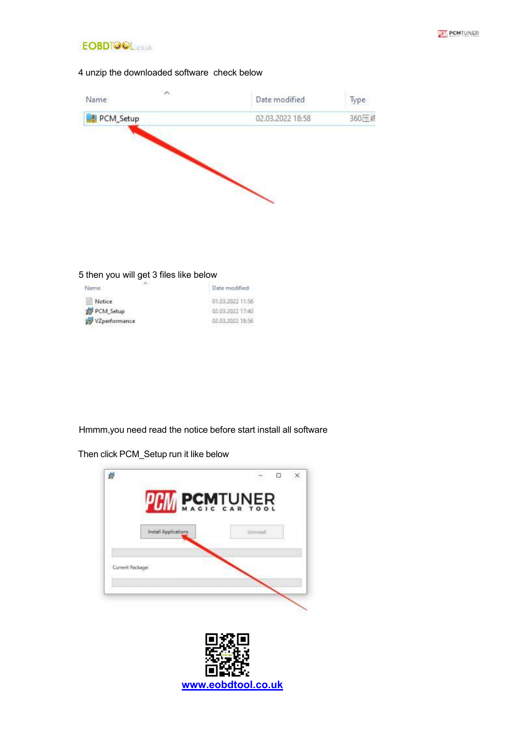4 unzip the downloaded software check below

| Name | Date modified | Type |
| --- | --- | --- |
| PCM_Setup | 02.03.2022 18:58 | 360压缩 |

5 then you will get 3 files like below

| Name | Date modified |
| --- | --- |
| Notice | 01.03.2022 11:56 |
| PCM_Setup | 02.03.2022 17:40 |
| VZperformance | 02.03.2022 18:56 |

Hmmm,you need read the notice before start install all software

Then click PCM_Setup run it like below

PCMTUNER MAGIC CAR TOOL

Install Applications

Uninstall

Current Package:

www.eobdtool.co.uk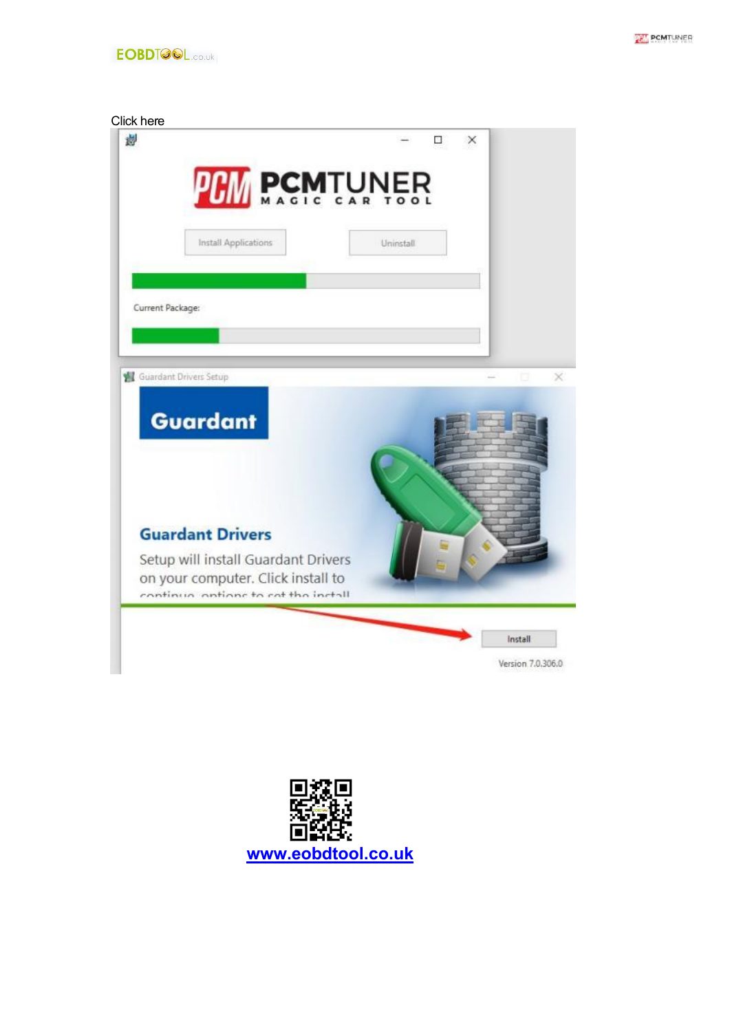Click here

[www.eobdtool.co.uk](http://www.eobdtool.co.uk)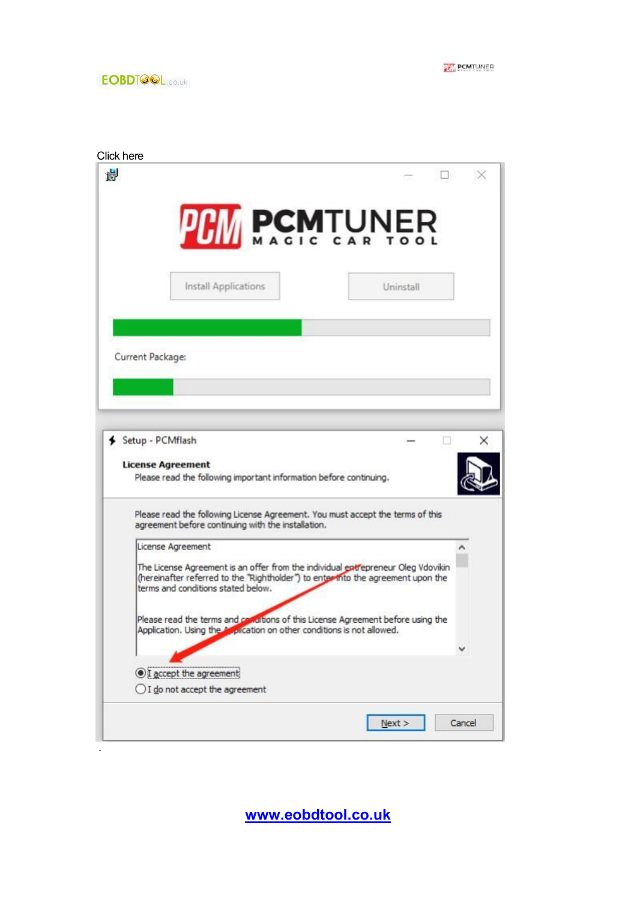Click here

Install Applications

Uninstall

Current Package:

Setup - PCMflash

**License Agreement**

Please read the following important information before continuing.

Please read the following License Agreement. You must accept the terms of this agreement before continuing with the installation.

License Agreement

The License Agreement is an offer from the individual entrepreneur Oleg Vdovikin (hereinafter referred to the "Rightholder") to enter into the agreement upon the terms and conditions stated below.

Please read the terms and conditions of this License Agreement before using the Application. Using the Application on other conditions is not allowed.

I accept the agreement

I do not accept the agreement

Next >   Cancel

.

www.eobdtool.co.uk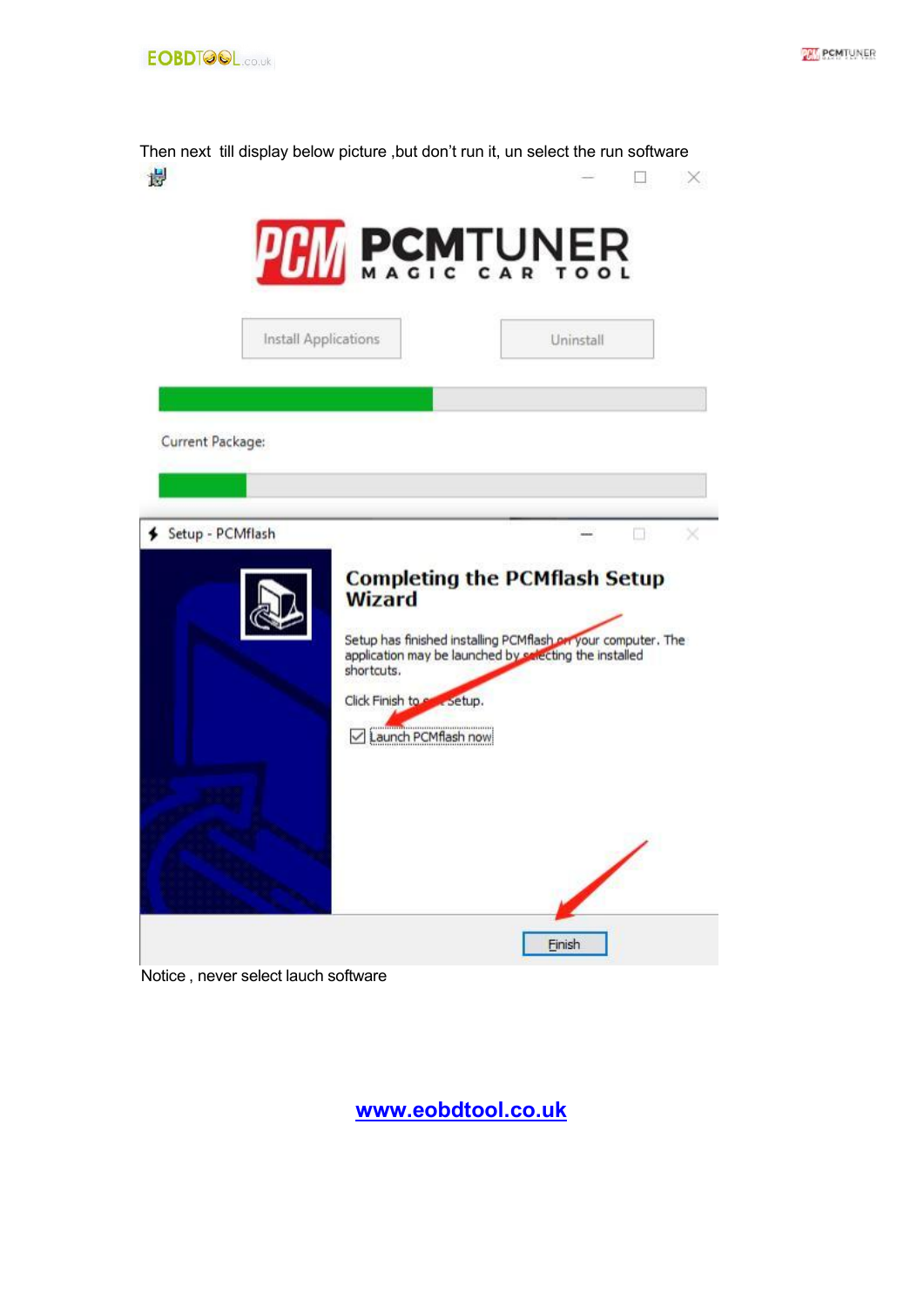Then next till display below picture ,but don't run it, un select the run software

Notice , never select lauch software

[www.eobdtool.co.uk](http://www.eobdtool.co.uk)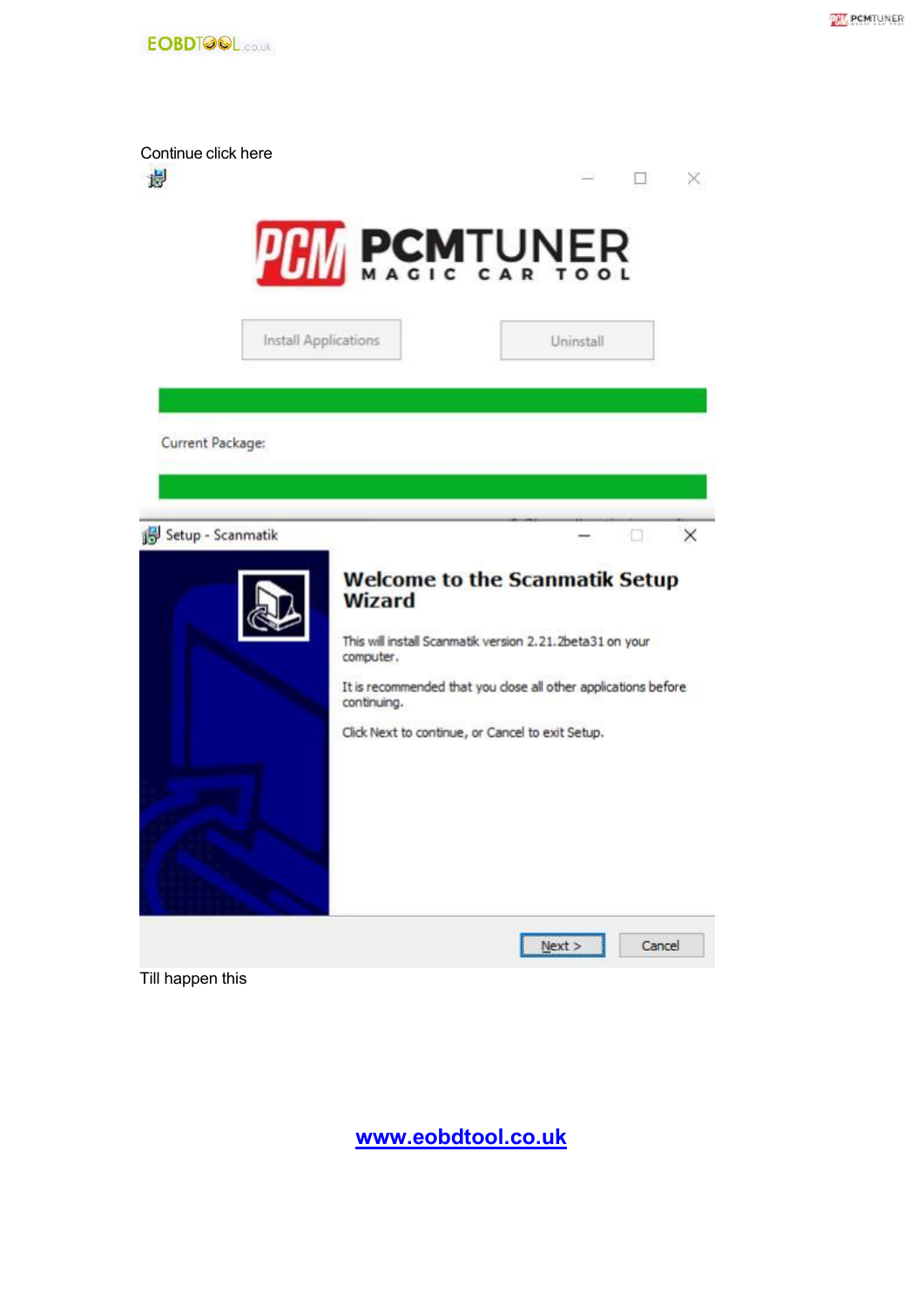Continue click here

Till happen this

www.eobdtool.co.uk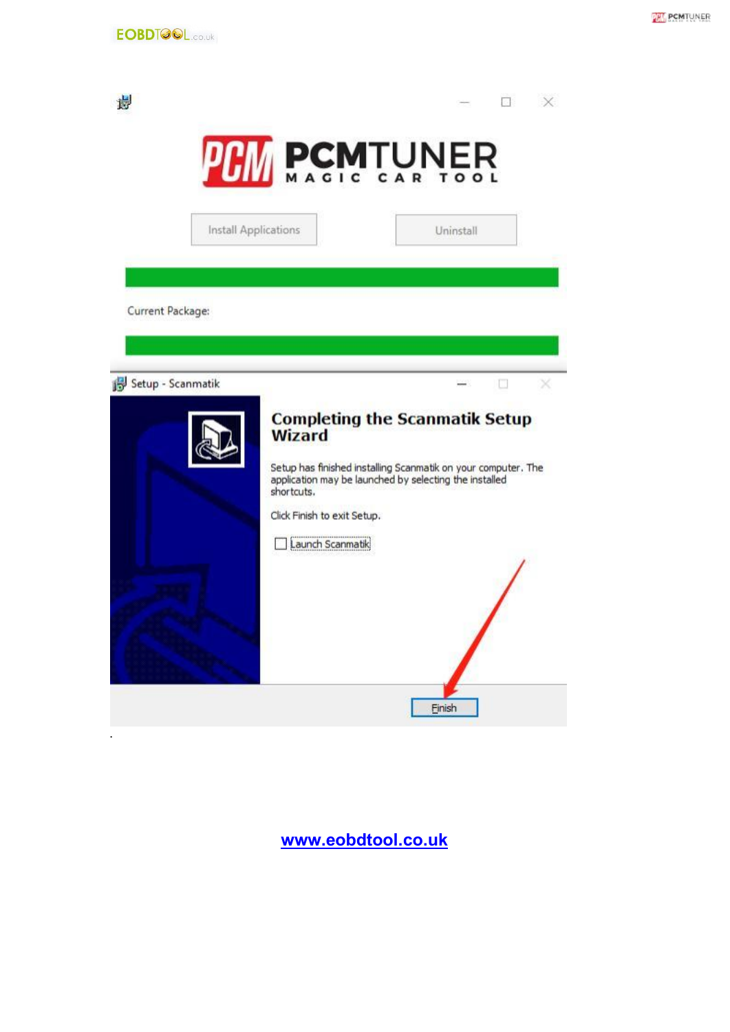PCMTUNER

MAGIC CAR TOOL

Install Applications | Uninstall

Current Package:

Setup - Scanmatik

**Completing the Scanmatik Setup Wizard**

Setup has finished installing Scanmatik on your computer. The application may be launched by selecting the installed shortcuts.

Click Finish to exit Setup.

☐ Launch Scanmatik

Finish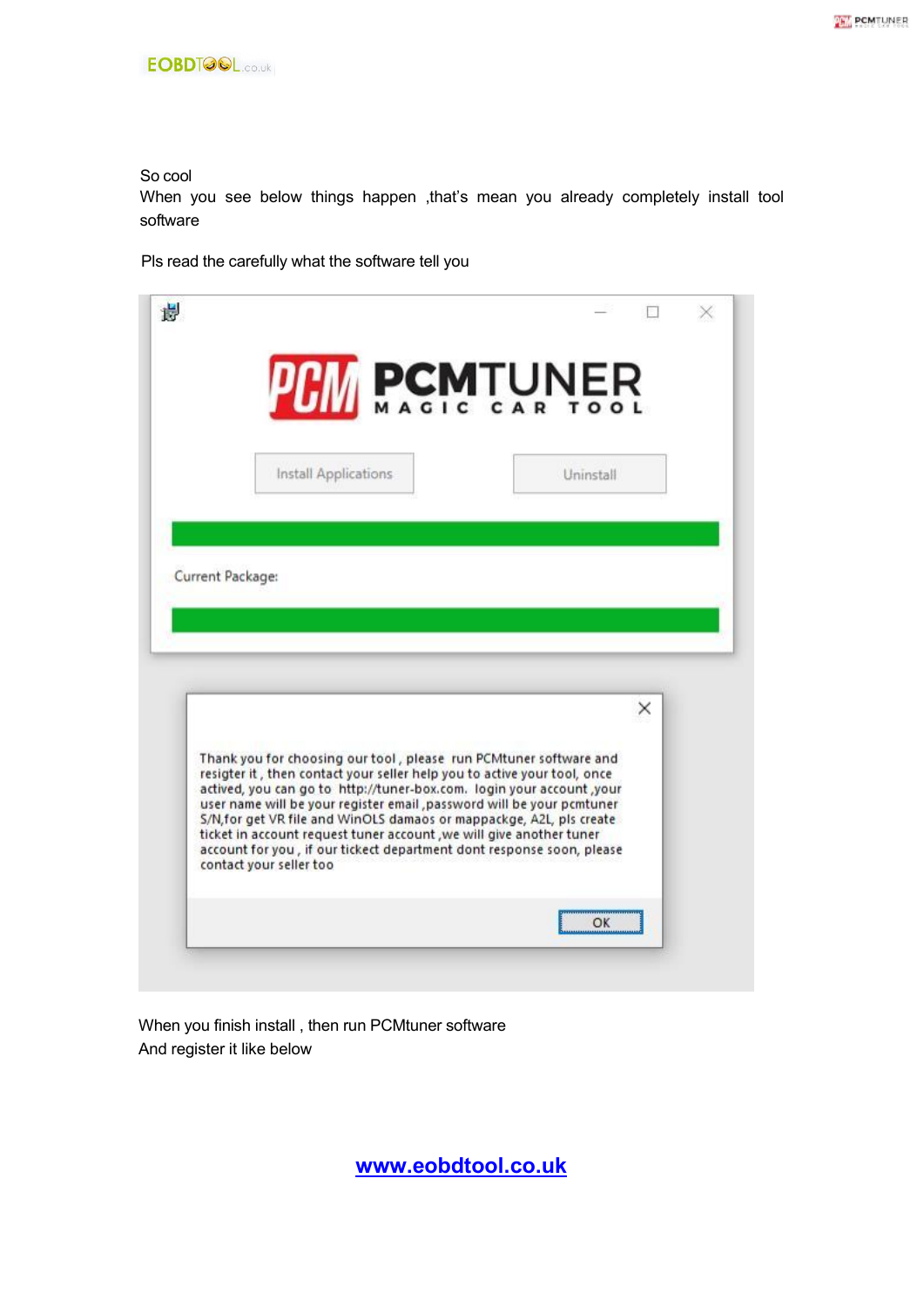So cool
When you see below things happen ,that's mean you already completely install tool software

Pls read the carefully what the software tell you

PCM PCMTUNER MAGIC CAR TOOL

Install Applications Uninstall

Current Package:

Thank you for choosing our tool , please run PCMtuner software and resigter it , then contact your seller help you to active your tool, once actived, you can go to http://tuner-box.com. login your account ,your user name will be your register email ,password will be your pcmtuner S/N,for get VR file and WinOLS damaos or mappackge, A2L, pls create ticket in account request tuner account ,we will give another tuner account for you , if our tickect department dont response soon, please contact your seller too

OK

When you finish install , then run PCMtuner software
And register it like below

www.eobdtool.co.uk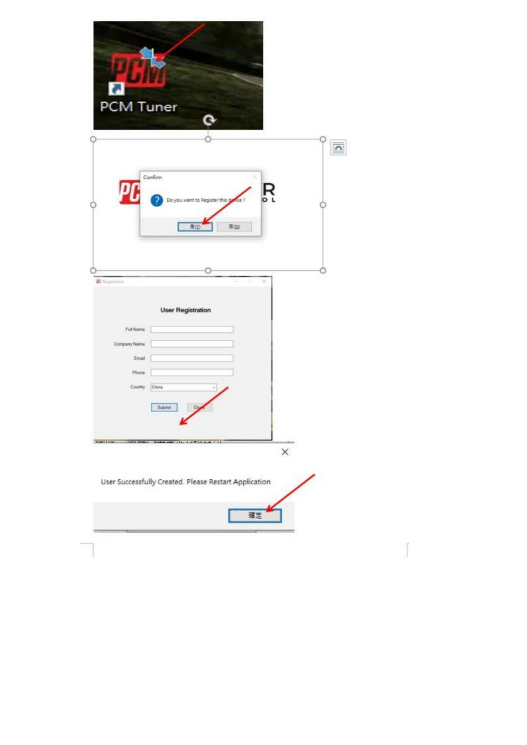PCM Tuner

Confirm

Do you want to Register this device ?

是(Y) 否(N)

User Registration

Full Name

Company Name

Email

Phone

Country China

Submit Close

User Successfully Created. Please Restart Application

確定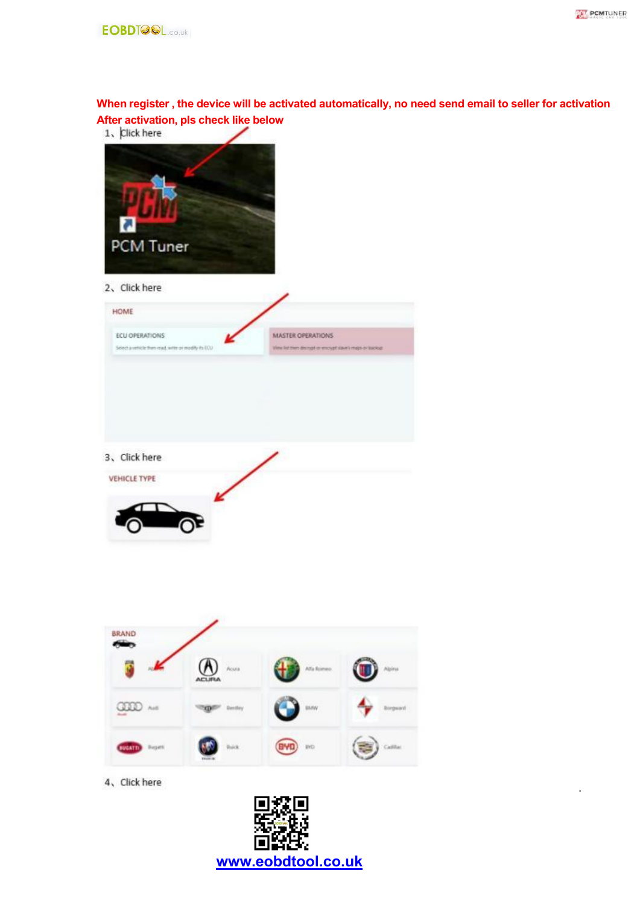**When register , the device will be activated automatically, no need send email to seller for activation**

**After activation, pls check like below**

1、Click here

2、Click here

3、Click here

4、Click here

www.eobdtool.co.uk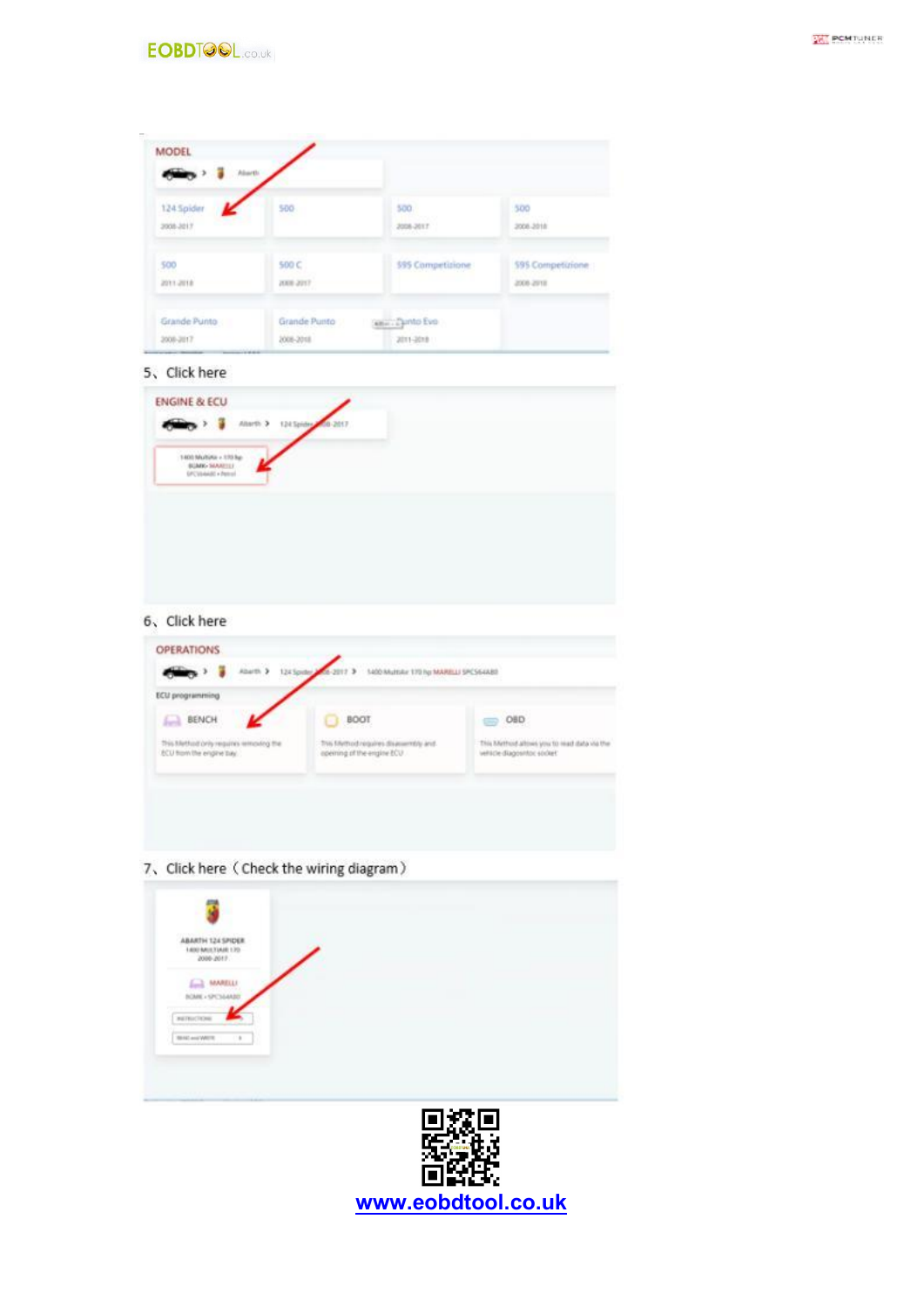MODEL

Abarth

| 124 Spider 2008-2017 | 500 | 500 2008-2017 | 500 2008-2018 |
| --- | --- | --- | --- |
| 500 2011-2018 | 500 C 2008-2017 | 595 Competizione | 595 Competizione 2008-2018 |
| Grande Punto 2008-2017 | Grande Punto 2008-2018 | Punto Evo 2011-2018 | |

5、Click here

ENGINE & ECU

Abarth > 124 Spider 2008-2017

1400 MultiAir • 170 hp
BGMK• MARELLI
SPC564A80 • Petrol

6、Click here

OPERATIONS

Abarth > 124 Spider 2008-2017 > 1400 Multiair 170 hp MARELLI SPC564A80

ECU programming

BENCH
This Method only requires removing the ECU from the engine bay.

BOOT
This Method requires disassembly and opening of the engine ECU

OBD
This Method allows you to read data via the vehicle diagnostic socket

7、Click here（Check the wiring diagram）

ABARTH 124 SPIDER
1400 MULTIAIR 170
2008-2017

MARELLI
BGMK • SPC564A80

INSTRUCTIONS

READ and WRITE

www.eobdtool.co.uk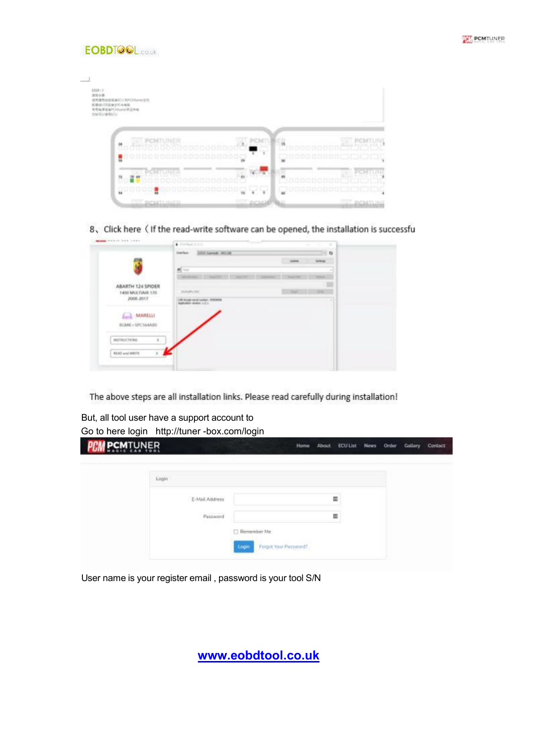8、Click here（If the read-write software can be opened, the installation is successfu

The above steps are all installation links. Please read carefully during installation!

But, all tool user have a support account to

Go to here login http://tuner -box.com/login

User name is your register email , password is your tool S/N

www.eobdtool.co.uk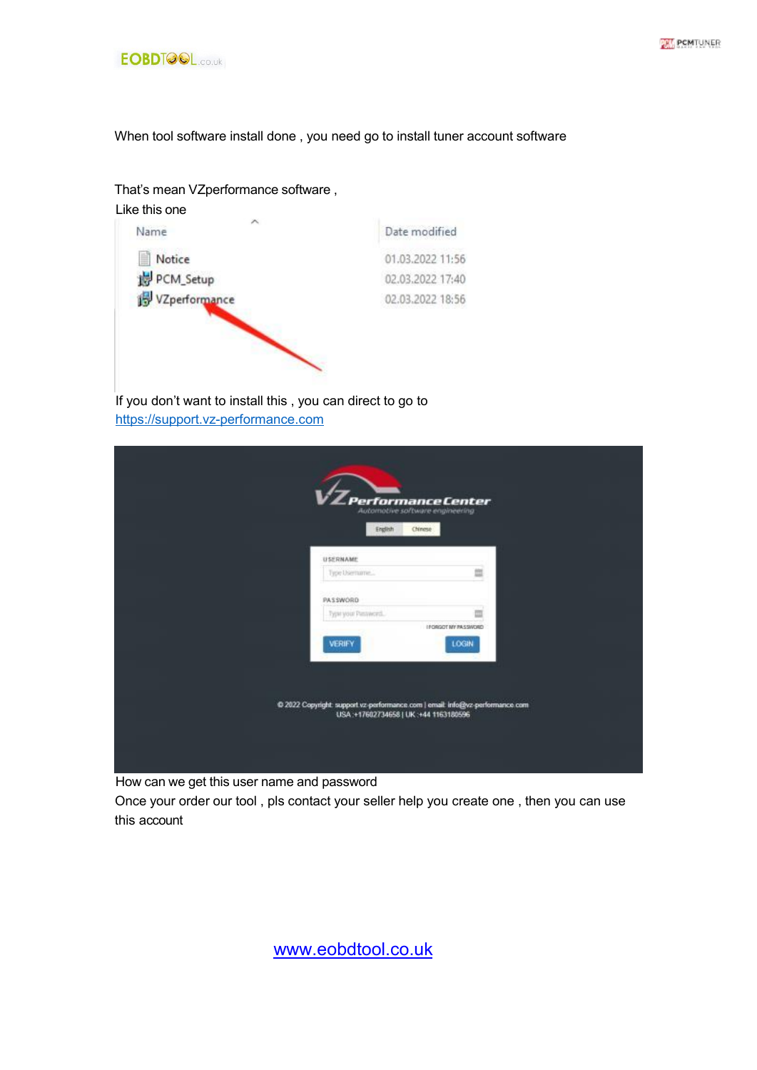When tool software install done , you need go to install tuner account software

That's mean VZperformance software ,

Like this one

| Name | Date modified |
|---|---|
| Notice | 01.03.2022 11:56 |
| PCM_Setup | 02.03.2022 17:40 |
| VZperformance | 02.03.2022 18:56 |

If you don't want to install this , you can direct to go to

https://support.vz-performance.com

VZ Performance Center
Automotive software engineering

English Chinese

USERNAME

PASSWORD

I FORGOT MY PASSWORD

VERIFY LOGIN

© 2022 Copyright: support.vz-performance.com | email: info@vz-performance.com
USA :+17602734658 | UK :+44 1163180596

How can we get this user name and password

Once your order our tool , pls contact your seller help you create one , then you can use this account

www.eobdtool.co.uk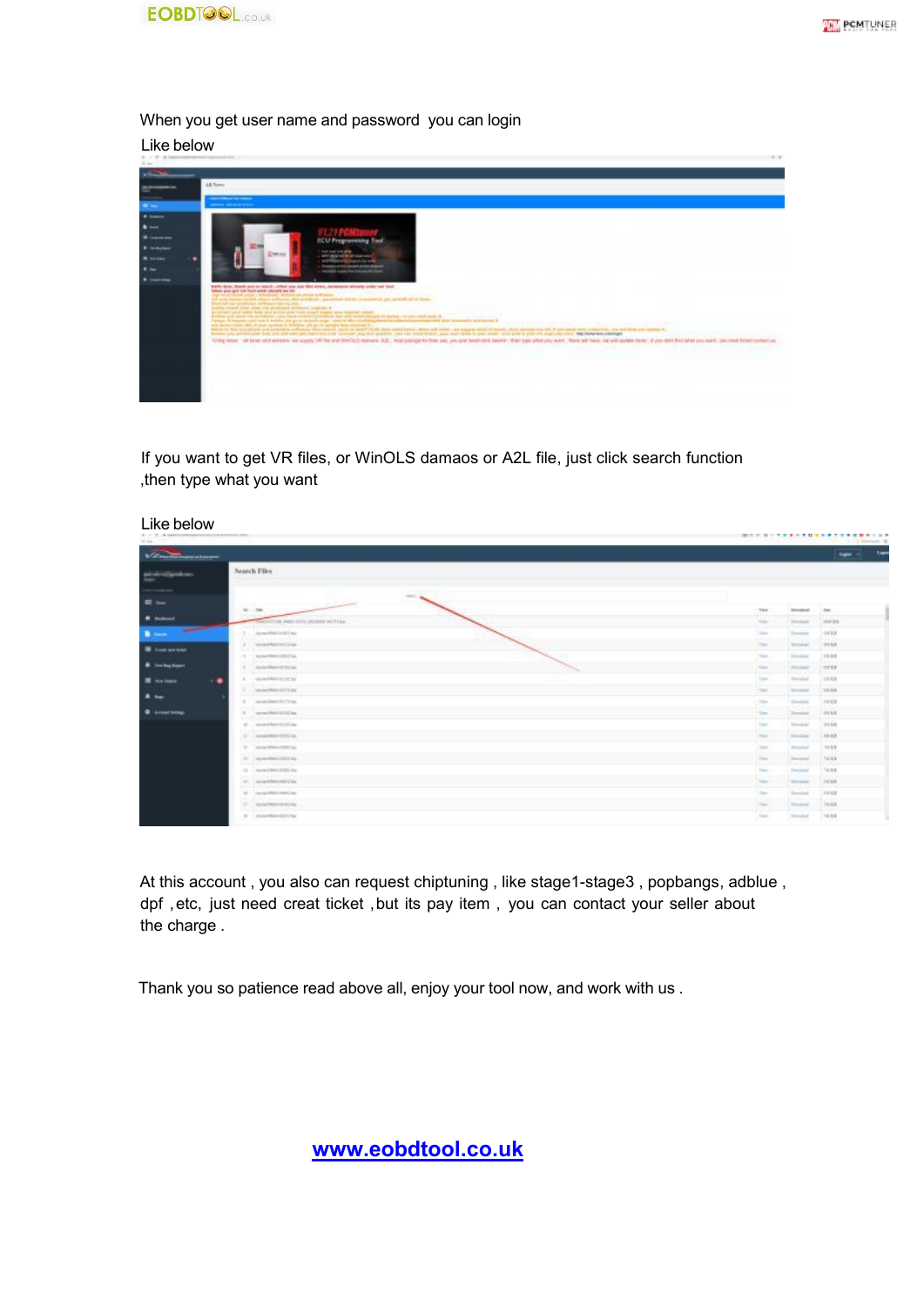When you get user name and password you can login

Like below

If you want to get VR files, or WinOLS damaos or A2L file, just click search function ,then type what you want

Like below

At this account , you also can request chiptuning , like stage1-stage3 , popbangs, adblue , dpf ,etc, just need creat ticket ,but its pay item , you can contact your seller about the charge .

Thank you so patience read above all, enjoy your tool now, and work with us .

[www.eobdtool.co.uk](http://www.eobdtool.co.uk)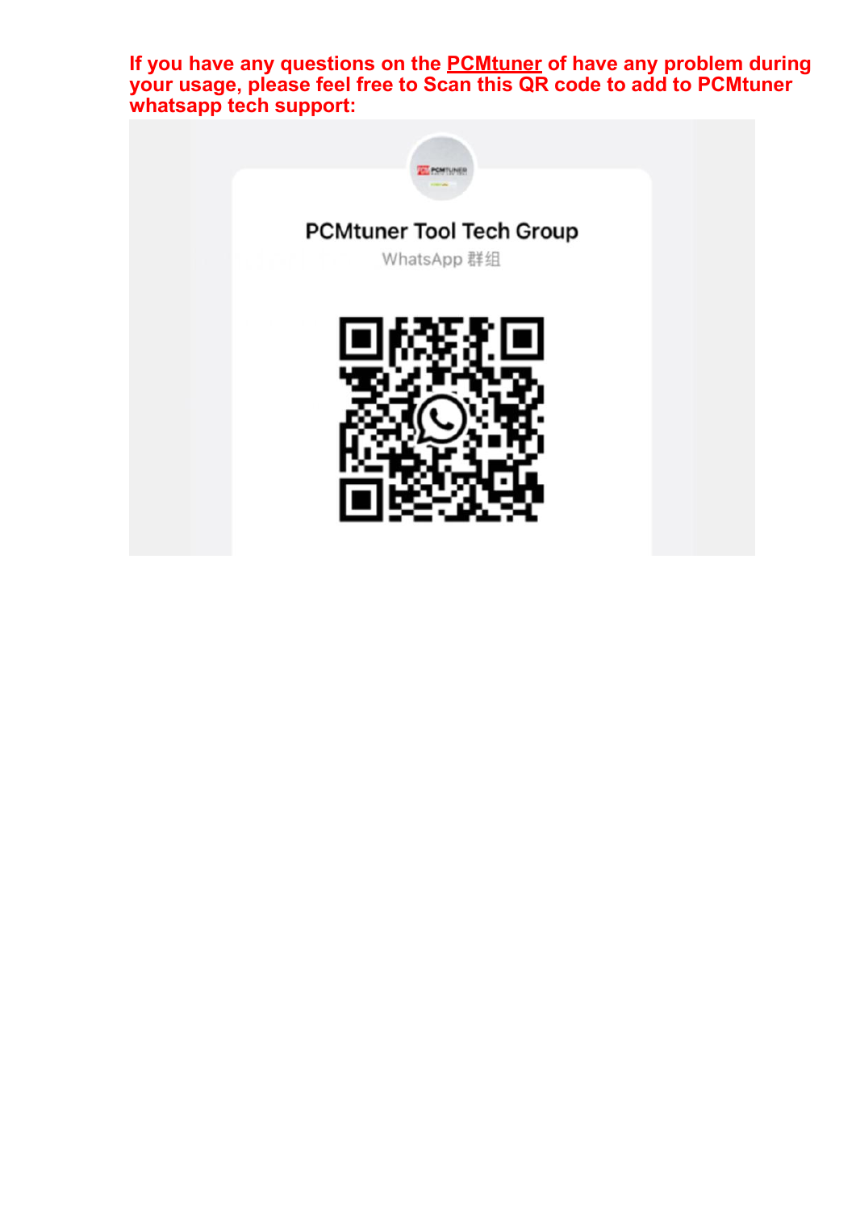**If you have any questions on the PCMtuner of have any problem during your usage, please feel free to Scan this QR code to add to PCMtuner whatsapp tech support:**

PCMtuner Tool Tech Group

WhatsApp 群组